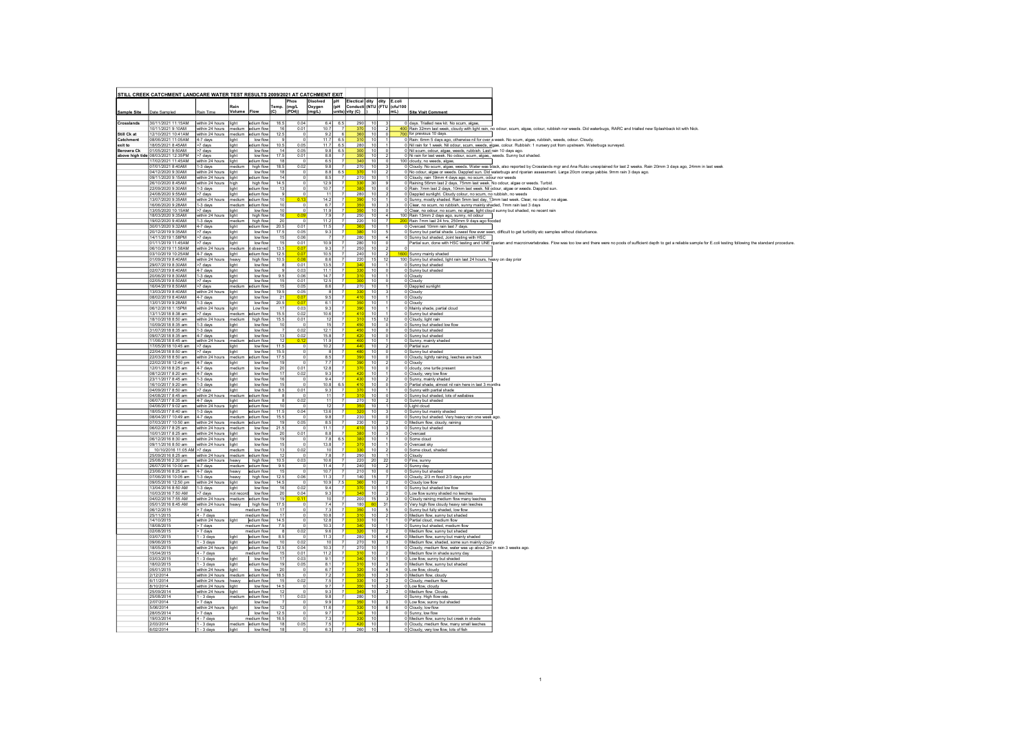# STILL CREEK CATCHMENT LANDCARE WATER TEST RESULTS 2009/2021 AT CATCHMENT EXIT

| Sample Site | Date Sampled | Rain Time | Rain Volume | Flow | Temp. (C) | Phos (mg/L (PO4)) | Disolved Oxygen (mg/L) | pH (pH units) | Electical Conductivity (C) | dity (NTU) | dity (FTU) | E.coli (cfu/100 mL) | Site Visit Comment |
|---|---|---|---|---|---|---|---|---|---|---|---|---|---|
| Crosslands | 30/11/2021 11:15AM | within 24 hours | light | edium flow | 16.5 | 0.04 | 6.4 | 8.5 | 290 | 10 | 3 | 0 | days. Trailed new kit. No scum, algae, |
| | 10/11/2021 9:10AM | within 24 hours | medium | edium flow | 16 | 0.01 | 10.7 | 7 | 370 | 10 | 2 | 400 | Rain 32mm last week, cloudy with light rain, no odour, scum, algae, colour, rubbish nor weeds. Did waterbugs, RARC and trialled new Splashback kit with Nick. |
| Still Ck at | 12/10/2021 10:41AM | within 24 hours | medium | edium flow | 12.5 | 0 | 9.2 | 8 | 360 | 10 | 0 | 700 | for previous 10 days |
| Catchment | 08/06/2021 11:05AM | 4-7 days | light | low flow | 9 | 0 | 11.7 | 8.5 | 310 | 10 | 1 | 0 | Rain: 6mm 5 days ago, otherwise nil for over a week. No scum, algae, rubbish, weeds, odour. Cloudy. |
| exit to | 18/05/2021 8:45AM | >7 days | light | edium flow | 10.5 | 0.05 | 11.7 | 8.5 | 280 | 10 | 1 | 0 | Nil rain for 1 week. Nil odour, scum, weeds, algae, colour. Rubbish: 1 nursery pot from upstream. Waterbugs surveyed. |
| Berowra Ck | 01/05/2021 9:50AM | >7 days | light | low flow | 14 | 0.05 | 9.8 | 8.5 | 300 | 10 | 0 | 0 | Nil scum, odour, algae, weeds, rubbish. Last rain 10 days ago. |
| above high tide | 08/03/2021 12:35PM | >7 days | light | low flow | 17.5 | 0.01 | 8.8 | 7 | 350 | 10 | 2 | 0 | Ni rain for last week. No odour, scum, algae,, weeds. Sunny but shaded. |
| | 17/02/2021 11:45AM | within 24 hours | light | edium flow | 18 | 0 | 8.5 | 7 | 340 | 10 | 0 | 100 | cloudy, no weeds, algae, |
| | 07/01/2021 8:40AM | 1-3 days | medium | high flow | 18.5 | 0.02 | 9.8 | 7 | 270 | 10 | 3 | 0 | Cloudy. No scum, algae, weeds. Water was black, also reported by Crosslands mgr and Ana Rubio unexplained for last 2 weeks. Rain 20mm 3 days ago, 24mm in last week |
| | 04/12/2020 9:30AM | within 24 hours | light | low flow | 18 | 0 | 8.8 | 8.5 | 370 | 10 | 2 | 0 | No odour, algae or weeds. Dappled sun. Did waterbugs and riparian assessment. Large 20cm orange yabbie. 9mm rain 3 days ago. |
| | 09/11/2020 9:15AM | within 24 hours | light | edium flow | 14 | 0 | 8.5 | 7 | 270 | 10 | 1 | 0 | Cloudy, rain 19mm 4 days ago, no scum, odour nor weeds |
| | 28/10/2020 8:45AM | within 24 hours | high | high flow | 14.5 | 0 | 12.9 | 7 | 330 | 30 | 9 | 0 | Raining 56mm last 2 days, 75mm last week. No odour, algae or weeds. Turbid. |
| | 22/09/2020 9:30AM | 1-3 days | light | edium flow | 13 | 0 | 10.7 | 7 | 380 | 10 | 0 | 0 | Rain: 7mm last 2 days, 10mm last week. Nil odour, algae or weeds. Dappled sun. |
| | 24/08/2020 9:55AM | >7 days | light | edium flow | 9 | 0 | 11 | 7 | 280 | 10 | 2 | 0 | Dappled sunlight. Cloudy colour, no scum, no rubbish, no weeds |
| | 13/07/2020 9:35AM | within 24 hours | medium | edium flow | 10 | 0.13 | 14.2 | 7 | 390 | 10 | 1 | 0 | Sunny, mostly shaded. Rain 5mm last day, 13mm last week. Clear, no odour, no algae. |
| | 18/06/2020 9:28AM | 1-3 days | medium | edium flow | 10 | 0 | 6.7 | 7 | 350 | 10 | 3 | 0 | Clear, no scum, no rubbish, sunny mainly shaded, 7mm rain last 3 days |
| | 13/05/2020 10:15AM | >7 days | light | low flow | 10 | 0 | 11.9 | 7 | 350 | 10 | 0 | 0 | Clear, no odour, no scum, no algae, light cloud sunny but shaded, no recent rain |
| | 18/03/2020 9:35AM | within 24 hours | light | high flow | 16 | 0.09 | 7.9 | 7 | 250 | 10 | 4 | 100 | Rain 13mm 2 days ago, sunny, nil odour |
| | 19/02/2020 9:40AM | 1-3 days | medium | high flow | 20 | 0 | 11.2 | 7 | 220 | 10 | 7 | 200 | Rain 7mm last 24 hrs, 250mm 9 days ago flooded |
| | 30/01/2020 9:32AM | 4-7 days | light | edium flow | 20.5 | 0.01 | 11.5 | 7 | 360 | 10 | 1 | 0 | Overcast 10mm rain last 7 days |
| | 20/12/2019 9:35AM | >7 days | light | low flow | 17.5 | 0.05 | 9.3 | 7 | 380 | 10 | 5 | 0 | Sunny but partial shade. Lowest flow ever seen, difficult to get turbidity etc samples without disturbance. |
| | 14/11/2019 1:58PM | >7 days | light | low flow | 15 | 0.06 | 7 | 7 | 280 | 10 | 4 | 0 | Sunny but shaded, Joint testing with HSC |
| | 01/11/2019 11:45AM | >7 days | light | low flow | 15 | 0.01 | 10.9 | 7 | 280 | 10 | 0 | | Partial sun, done with HSC testing and UNE riparian and macroinvertebrates. Flow was too low and there were no pools of sufficient depth to get a reliable sample for E.coli testing following the standard procedure. |
| | 06/10/2019 11:58AM | within 24 hours | medium | t observed | 13.5 | 0.07 | 9.3 | 7 | 250 | 10 | 2 | 0 | |
| | 03/10/2019 10:25AM | 4-7 days | light | edium flow | 12.5 | 0.07 | 10.5 | 7 | 240 | 10 | 2 | 1600 | Sunny mainly shaded |
| | 01/09/2019 8:40AM | within 24 hours | heavy | high flow | 10.5 | 0.08 | 8.6 | 7 | 220 | 15 | 12 | 100 | Sunny but shaded, light rain last 24 hours, heavy on day prior |
| | 29/07/2019 8:30AM | >7 days | light | low flow | 8 | 0.01 | 13.5 | 7 | 340 | 10 | 1 | 0 | Sunny but shaded |
| | 02/07/2019 8:40AM | 4-7 days | light | low flow | 9 | 0.03 | 11.1 | 7 | 330 | 10 | 0 | 0 | Sunny but shaded |
| | 20/06/2019 8:30AM | 1-3 days | light | low flow | 9.5 | 0.06 | 14.7 | 7 | 310 | 10 | 1 | 0 | Cloudy |
| | 02/05/2019 8:50AM | >7 days | light | low flow | 15 | 0.01 | 12.5 | 7 | 300 | 10 | 0 | 0 | Cloudy |
| | 18/04/2019 8:50AM | >7 days | medium | edium flow | 15 | 0.05 | 8.6 | 7 | 270 | 10 | 1 | 0 | Dappled sunlight |
| | 13/03/2019 8:40AM | within 24 hours | light | low flow | 19.5 | 0.05 | 8 | 7 | 330 | 10 | 3 | 0 | Cloudy |
| | 08/02/2019 8:40AM | 4-7 days | light | low flow | 21 | 0.07 | 9.5 | 7 | 410 | 10 | 1 | 0 | Cloudy |
| | 13/01/2019 9:28AM | 1-3 days | light | low flow | 20.5 | 0.07 | 8.1 | 7 | 350 | 10 | 1 | 0 | Cloudy |
| | 06/12/2018 1:15PM | within 24 hours | light | Low flow | 17 | 0.03 | 9.3 | 7 | 390 | 10 | 1 | 0 | Mainly shade, partial cloud |
| | 13/11/2018 8:38 am | >7 days | medium | edium flow | 15.5 | 0.02 | 10.6 | 7 | 410 | 10 | 1 | 0 | Sunny but shaded |
| | 18/10/2018 8:50 am | within 24 hours | medium | high flow | 15.5 | 0.01 | 12 | 7 | 310 | 15 | 12 | 0 | Cloudy, light rain |
| | 10/09/2018 8:35 am | 1-3 days | light | low flow | 10 | 0 | 15 | 7 | 450 | 10 | 0 | 0 | Sunny but shaded low flow |
| | 31/07/2018 8:35 am | 1-3 days | light | low flow | 7 | 0.02 | 12.1 | 7 | 450 | 10 | 0 | 0 | Sunny but shaded |
| | 09/07/2018 8:35 am | 4-7 days | light | low flow | 13 | 0.02 | 15.8 | 7 | 420 | 10 | 0 | 0 | Sunny but shaded |
| | 11/06/2018 8:45 am | within 24 hours | medium | edium flow | 12 | 0.12 | 11.9 | 7 | 400 | 10 | 1 | 0 | Sunny, mainly shaded |
| | 17/05/2018 10:45 am | >7 days | light | low flow | 11.5 | 0 | 10.2 | 7 | 440 | 10 | 2 | 0 | Partial sun |
| | 22/04/2018 8:50 am | >7 days | light | low flow | 15.5 | 0 | 8 | 7 | 480 | 10 | 0 | 0 | Sunny but shaded |
| | 22/03/2018 8:50 am | within 24 hours | medium | edium flow | 17.5 | 0 | 8.5 | 7 | 390 | 10 | 0 | 0 | Cloudy, lightly raining, leeches are back |
| | 22/02/2018 12:40 pm | 4-7 days | light | low flow | 19 | 0 | 7.7 | 7 | 390 | 10 | 2 | 0 | Cloudy |
| | 12/01/2018 8:25 am | 4-7 days | medium | low flow | 20 | 0.01 | 12.8 | 7 | 370 | 10 | 0 | 0 | cloudy, one turtle present |
| | 08/12/2017 8:20 am | 4-7 days | light | low flow | 17 | 0.02 | 9.3 | 7 | 420 | 10 | 1 | 0 | Cloudy, very low flow |
| | 23/11/2017 8:45 am | 1-3 days | light | low flow | 16 | 0 | 9.4 | 7 | 430 | 10 | 2 | 0 | Sunny, mainly shaded |
| | 16/10/2017 9:20 am | 1-3 days | light | low flow | 15 | 0 | 10.8 | 6.5 | 410 | 10 | 0 | 0 | Partial shade, almost nil rain here in last 3 months |
| | 04/09/2017 8:50 am | >7 days | light | low flow | 8.5 | 0.01 | 9.3 | 7 | 370 | 10 | 1 | 0 | Sunny with partial shade |
| | 04/08/2017 8:45 am | within 24 hours | medium | edium flow | 8 | 0 | 11 | 7 | 310 | 10 | 0 | 0 | Sunny but shaded, lots of wallabies |
| | 06/07/2017 8:35 am | 4-7 days | light | edium flow | 8 | 0.02 | 11 | 7 | 270 | 10 | 2 | 0 | Sunny but shaded |
| | 04/06/2017 9:02 am | within 24 hours | light | edium flow | 10 | 0 | 12 | 7 | 350 | 10 | 1 | 0 | Light cloud |
| | 18/05/2017 8:40 am | 1-3 days | light | low flow | 11.5 | 0.04 | 13.6 | 7 | 320 | 10 | 3 | 0 | Sunny but mainly shaded |
| | 08/04/2017 10:49 am | 4-7 days | medium | edium flow | 15.5 | 0 | 9.8 | 7 | 230 | 10 | 0 | 0 | Sunny but shaded. Very heavy rain one week ago. |
| | 07/03/2017 10:50 am | within 24 hours | medium | edium flow | 19 | 0.05 | 8.5 | 7 | 230 | 10 | 2 | 0 | Medium flow, cloudy, raining |
| | 06/02/2017 8:25 am | within 24 hours | medium | low flow | 21.5 | 0 | 11.1 | 7 | 410 | 10 | 3 | 0 | Sunny but shaded |
| | 10/01/2017 8:25 am | within 24 hours | light | low flow | 20 | 0.01 | 8.8 | 7 | 380 | 10 | 3 | 0 | Overcast |
| | 06/12/2016 8:30 am | within 24 hours | light | low flow | 19 | 0 | 7.8 | 6.5 | 380 | 10 | 1 | 0 | Some cloud |
| | 09/11/2016 8:50 am | within 24 hours | light | low flow | 15 | 0 | 13.8 | 7 | 370 | 10 | 1 | 0 | Overcast sky |
| | 10/10/2016 11:05 AM | >7 days | medium | low flow | 13 | 0.02 | 10 | 7 | 330 | 10 | 2 | 0 | Some cloud, shaded |
| | 25/09/2016 8:25 am | within 24 hours | medium | edium flow | 12 | 0 | 7.8 | 7 | 290 | 10 | 1 | 0 | Cloudy |
| | 25/08/2016 2:30 pm | within 24 hours | heavy | high flow | 10.5 | 0.03 | 10.6 | 7 | 220 | 20 | 22 | 0 | Fine, sunny |
| | 26/07/2016 10:00 am | 4-7 days | medium | edium flow | 9.5 | 0 | 11.4 | 7 | 240 | 10 | 2 | 0 | Sunny day |
| | 23/06/2016 8:25 am | 4-7 days | heavy | low flow | 15 | 0 | 10.7 | 7 | 210 | 10 | 0 | 0 | Sunny but shaded |
| | 07/06/2016 10:05 am | 1-3 days | heavy | high flow | 12.5 | 0.06 | 11.3 | 7 | 140 | 15 | 7 | 0 | Cloudy, 2/3 m flood 2/3 days prior |
| | 09/05/2016 12:50 pm | within 24 hours | light | low flow | 14.5 | 0 | 10.9 | 7.5 | 360 | 10 | 2 | 0 | Cloudy low flow |
| | 13/04/2016 8:50 AM | 1-3 days | light | low flow | 16 | 0.02 | 9.4 | 7 | 370 | 10 | 1 | 0 | Sunny but shaded low flow |
| | 10/03/2016 7:50 AM | >7 days | not record | low flow | 20 | 0.04 | 9.3 | 7 | 340 | 10 | 2 | 0 | Low flow sunny shaded no leeches |
| | 04/02/2016 7:55 AM | within 24 hours | medium | edium flow | 19 | 0.11 | 10 | 7 | 200 | 15 | 3 | 0 | Cloudy raining medium flow many leeches |
| | 05/01/2016 8:45 AM | within 24 hours | heavy | high flow | 17.5 | 0 | 7.4 | 7 | 180 | 60 | 31 | 0 | Very high flow cloudy heavy rain leeches |
| | 06/12/2015 | > 7 days | | medium flow | 17 | 0 | 7.3 | 7 | 350 | 10 | 5 | 0 | Sunny but fully shaded, low flow |
| | 25/11/2015 | 4 - 7 days | | medium flow | 17 | 0 | 10.8 | 7 | 310 | 10 | 2 | 0 | Medium flow, sunny but shaded |
| | 14/10/2015 | within 24 hours | light | edium flow | 14.5 | 0 | 12.8 | 7 | 330 | 10 | 1 | 0 | Partial cloud, medium flow |
| | 18/08/2015 | > 7 days | | medium flow | 7.5 | 0 | 10.3 | 7 | 340 | 10 | 1 | 0 | Sunny but shaded, medium flow |
| | 02/08/2015 | > 7 days | | medium flow | 8 | 0.02 | 9.6 | 7 | 320 | 10 | 2 | 0 | Medium flow, sunny but shaded |
| | 03/07/2015 | 1 - 3 days | light | low flow | 8.5 | 0 | 11.3 | 7 | 280 | 10 | 4 | 0 | Medium flow, sunny but mainly shaded |
| | 09/06/2015 | 1 - 3 days | light | edium flow | 10 | 0.02 | 10 | 7 | 270 | 10 | 3 | 0 | Medium flow, shaded, some sun mainly cloudy |
| | 18/05/2015 | within 24 hours | light | edium flow | 12.5 | 0.04 | 10.3 | 7 | 270 | 10 | 1 | 0 | Cloudy, medium flow, water was up about 2m in rain 3 weeks ago. |
| | 15/04/2015 | 4 - 7 days | | medium flow | 15 | 0.01 | 11.2 | 7 | 310 | 10 | 2 | 0 | Medium flow in shade sunny day |
| | 03/03/2015 | 1 - 3 days | light | low flow | 17 | 0.03 | 9.1 | 7 | 340 | 10 | 1 | 0 | Low flow, sunny but shaded |
| | 18/02/2015 | 1 - 3 days | light | edium flow | 19 | 0.05 | 8.1 | 7 | 310 | 10 | 3 | 0 | Medium flow, sunny but shaded |
| | 05/01/2015 | within 24 hours | light | low flow | 20 | 0 | 6.7 | 7 | 320 | 10 | 4 | 0 | Low flow, cloudy |
| | 2/12/2014 | within 24 hours | medium | edium flow | 18.5 | 0 | 7.2 | 7 | 350 | 10 | 3 | 0 | Medium flow, cloudy |
| | 6/11/2014 | within 24 hours | heavy | edium flow | 15 | 0.02 | 7.5 | 7 | 330 | 10 | 2 | 0 | Cloudy, medium flow |
| | 8/10/2014 | within 24 hours | light | low flow | 14.5 | 0 | 9.7 | 7 | 350 | 10 | 3 | 0 | Low flow, cloudy |
| | 25/09/2014 | within 24 hours | light | edium flow | 12 | 0 | 9.3 | 7 | 340 | 10 | 2 | 0 | Medium flow, Cloudy. |
| | 25/08/2014 | 1 - 3 days | medium | edium flow | 11 | 0.03 | 9.8 | 7 | 280 | 10 | | 0 | Sunny, High flow rate. |
| | 2/07/2014 | > 7 days | | low flow | 7 | 0 | 9.9 | 7 | 350 | 10 | 3 | 0 | Low flow, sunny but shaded |
| | 5/06/2014 | within 24 hours | light | low flow | 12 | 0 | 11.6 | 7 | 330 | 10 | 6 | 0 | Cloudy, low flow |
| | 28/05/2014 | > 7 days | | low flow | 12.5 | 0 | 9.7 | 7 | 340 | 10 | | 0 | Sunny, low flow |
| | 19/03/2014 | 4 - 7 days | | medium flow | 16.5 | 0 | 7.3 | 7 | 330 | 10 | | 0 | Medium flow, sunny but creek in shade |
| | 2/03/2014 | 1 - 3 days | medium | edium flow | 18 | 0.05 | 7.5 | 7 | 420 | 10 | | 0 | Cloudy, medium flow, many small leeches |
| | 6/02/2014 | 1 - 3 days | light | low flow | 18 | 0 | 6.3 | 7 | 260 | 10 | | 0 | Cloudy, very low flow, lots of fish |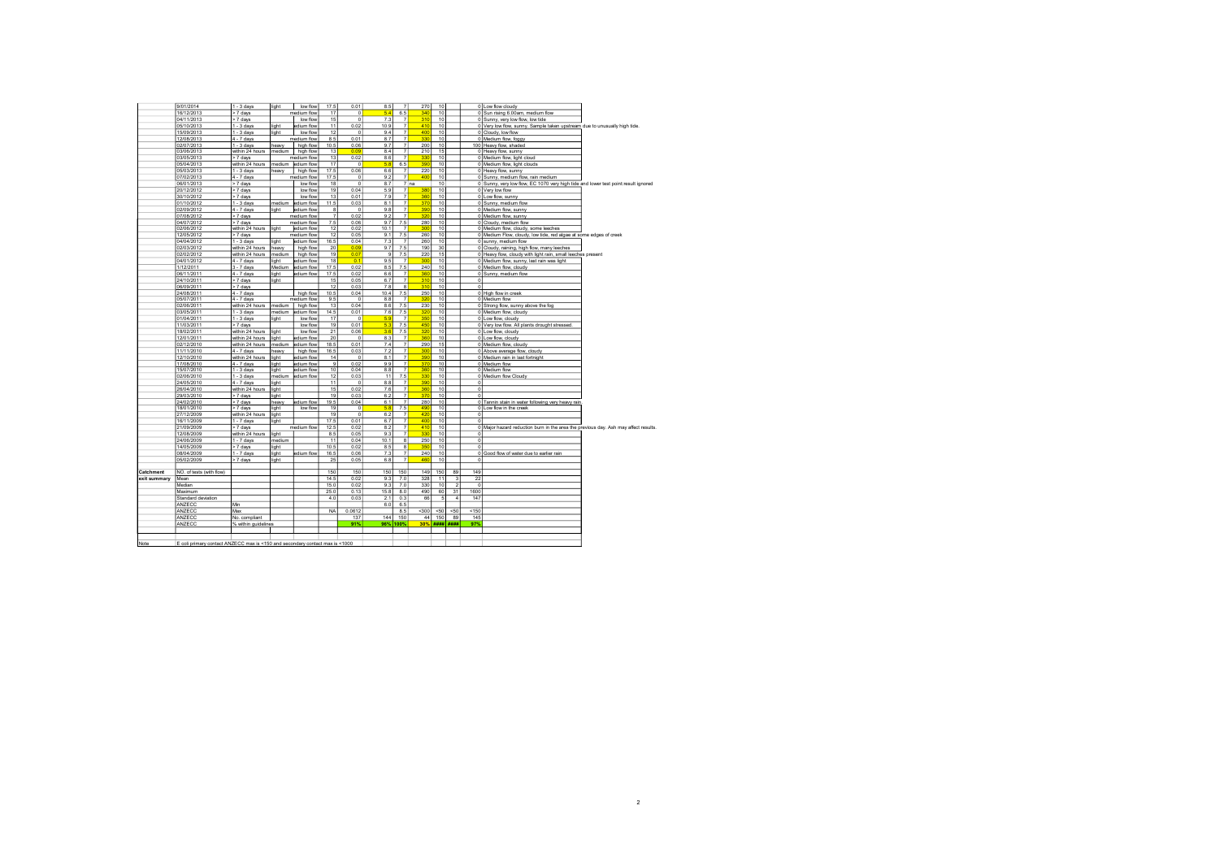| | | | | | | | | | | | | | |
|---|---|---|---|---|---|---|---|---|---|---|---|---|---|
| | 9/01/2014 | 1 - 3 days | light | low flow | 17.5 | 0.01 | 8.5 | 7 | 270 | 10 | | 0 | Low flow cloudy |
| | 16/12/2013 | > 7 days | | medium flow | 17 | 0 | 5.4 | 6.5 | 340 | 10 | | 0 | Sun rising 6.00am, medium flow |
| | 04/11/2013 | > 7 days | | low flow | 15 | 0 | 7.3 | 7 | 310 | 10 | | 0 | Sunny, very low flow, low tide |
| | 05/10/2013 | 1 - 3 days | light | edium flow | 11 | 0.02 | 10.9 | 7 | 410 | 10 | | 0 | Very low flow, sunny. Sample taken upstream due to unusually high tide. |
| | 15/09/2013 | 1 - 3 days | light | low flow | 12 | 0 | 9.4 | 7 | 400 | 10 | | 0 | Cloudy, low flow |
| | 12/08/2013 | 4 - 7 days | | medium flow | 8.5 | 0.01 | 8.7 | 7 | 330 | 10 | | 0 | Medium flow, foggy |
| | 02/07/2013 | 1 - 3 days | heavy | high flow | 10.5 | 0.06 | 9.7 | 7 | 200 | 10 | | 100 | Heavy flow, shaded |
| | 03/06/2013 | within 24 hours | medium | high flow | 13 | 0.09 | 8.4 | 7 | 210 | 15 | | 0 | Heavy flow, sunny |
| | 03/05/2013 | > 7 days | | medium flow | 13 | 0.02 | 8.6 | 7 | 330 | 10 | | 0 | Medium flow, light cloud |
| | 05/04/2013 | within 24 hours | medium | edium flow | 17 | 0 | 5.8 | 8.5 | 390 | 10 | | 0 | Medium flow, light clouds |
| | 05/03/2013 | 1 - 3 days | heavy | high flow | 17.5 | 0.06 | 6.6 | 7 | 220 | 10 | | 0 | Heavy flow, sunny |
| | 07/02/2013 | 4 - 7 days | | medium flow | 17.5 | 0 | 9.2 | 7 | 400 | 10 | | 0 | Sunny, medium flow, rain medium |
| | 06/01/2013 | > 7 days | | low flow | 18 | 0 | 8.7 | 7 | na | 10 | | 0 | Sunny, very low flow, EC 1070 very high tide and lower test point:result ignored |
| | 20/12/2012 | > 7 days | | low flow | 19 | 0.04 | 5.9 | 7 | 380 | 10 | | 0 | Very low flow |
| | 30/10/2012 | > 7 days | | low flow | 13 | 0.01 | 7.9 | 7 | 360 | 10 | | 0 | Low flow, sunny |
| | 01/10/2012 | 1 - 3 days | medium | edium flow | 11.5 | 0.03 | 8.1 | 7 | 370 | 10 | | 0 | Sunny, medium flow |
| | 02/09/2012 | 4 - 7 days | light | edium flow | 8 | 0 | 9.8 | 7 | 390 | 10 | | 0 | Medium flow, sunny |
| | 07/08/2012 | > 7 days | | medium flow | 7 | 0.02 | 9.2 | 7 | 320 | 10 | | 0 | Medium flow, sunny |
| | 04/07/2012 | > 7 days | | medium flow | 7.5 | 0.06 | 9.7 | 7.5 | 280 | 10 | | 0 | Cloudy, medium flow |
| | 02/06/2012 | within 24 hours | light | edium flow | 12 | 0.02 | 10.1 | 7 | 300 | 10 | | 0 | Medium flow, cloudy, some leeches |
| | 12/05/2012 | > 7 days | | medium flow | 12 | 0.05 | 9.1 | 7.5 | 260 | 10 | | 0 | Medium Flow, cloudy, low tide, red algae at some edges of creek |
| | 04/04/2012 | 1 - 3 days | light | edium flow | 16.5 | 0.04 | 7.3 | 7 | 260 | 10 | | 0 | sunny, medium flow |
| | 02/03/2012 | within 24 hours | heavy | high flow | 20 | 0.09 | 9.7 | 7.5 | 190 | 30 | | 0 | Cloudy, raining, high flow, many leeches |
| | 02/02/2012 | within 24 hours | medium | high flow | 19 | 0.07 | 9 | 7.5 | 220 | 15 | | 0 | Heavy flow, cloudy with light rain, small leeches present |
| | 04/01/2012 | 4 - 7 days | light | edium flow | 18 | 0.1 | 9.5 | 7 | 300 | 10 | | 0 | Medium flow, sunny, last rain was light |
| | 1/12/2011 | 3 - 7 days | Medium | edium flow | 17.5 | 0.02 | 8.5 | 7.5 | 240 | 10 | | 0 | Medium flow, cloudy |
| | 06/11/2011 | 4 - 7 days | light | edium flow | 17.5 | 0.02 | 6.6 | 7 | 360 | 10 | | 0 | Sunny, medium flow |
| | 24/10/2011 | > 7 days | light | | 15 | 0.05 | 6.7 | 7 | 310 | 10 | | 0 | |
| | 06/09/2011 | > 7 days | | | 12 | 0.03 | 7.8 | 8 | 310 | 10 | | 0 | |
| | 24/08/2011 | 4 - 7 days | | high flow | 10.5 | 0.04 | 10.4 | 7.5 | 250 | 10 | | 0 | High flow in creek |
| | 05/07/2011 | 4 - 7 days | | medium flow | 9.5 | 0 | 8.8 | 7 | 320 | 10 | | 0 | Medium flow |
| | 02/06/2011 | within 24 hours | medium | high flow | 13 | 0.04 | 8.6 | 7.5 | 230 | 10 | | 0 | Strong flow, sunny above the fog |
| | 03/05/2011 | 1 - 3 days | medium | edium flow | 14.5 | 0.01 | 7.6 | 7.5 | 320 | 10 | | 0 | Medium flow, cloudy |
| | 01/04/2011 | 1 - 3 days | light | low flow | 17 | 0 | 5.9 | 7 | 350 | 10 | | 0 | Low flow, cloudy |
| | 11/03/2011 | > 7 days | | low flow | 19 | 0.01 | 5.3 | 7.5 | 450 | 10 | | 0 | Very low flow. All plants drought stressed. |
| | 18/02/2011 | within 24 hours | light | low flow | 21 | 0.06 | 3.6 | 7.5 | 320 | 10 | | 0 | Low flow, cloudy |
| | 12/01/2011 | within 24 hours | light | edium flow | 20 | 0 | 8.3 | 7 | 360 | 10 | | 0 | Low flow, cloudy |
| | 02/12/2010 | within 24 hours | medium | edium flow | 18.5 | 0.01 | 7.4 | 7 | 290 | 15 | | 0 | Medium flow, cloudy |
| | 11/11/2010 | 4 - 7 days | heavy | high flow | 16.5 | 0.03 | 7.2 | 7 | 300 | 10 | | 0 | Above average flow, cloudy |
| | 12/10/2010 | within 24 hours | light | edium flow | 14 | 0 | 8.1 | 7 | 390 | 10 | | 0 | Medium rain in last fortnight |
| | 17/08/2010 | 4 - 7 days | light | edium flow | 9 | 0.02 | 9.9 | 7 | 370 | 10 | | 0 | Medium flow |
| | 15/07/2010 | 1 - 3 days | light | edium flow | 10 | 0.04 | 8.8 | 7 | 360 | 10 | | 0 | Medium flow |
| | 02/06/2010 | 1 - 3 days | medium | edium flow | 12 | 0.03 | 11 | 7.5 | 330 | 10 | | 0 | Medium flow Cloudy |
| | 24/05/2010 | 4 - 7 days | light | | 11 | 0 | 8.8 | 7 | 390 | 10 | | 0 | |
| | 26/04/2010 | within 24 hours | light | | 15 | 0.02 | 7.6 | 7 | 360 | 10 | | 0 | |
| | 29/03/2010 | > 7 days | light | | 19 | 0.03 | 6.2 | 7 | 370 | 10 | | 0 | |
| | 24/02/2010 | > 7 days | heavy | edium flow | 19.5 | 0.04 | 6.1 | 7 | 280 | 10 | | 0 | Tannin stain in water following very heavy rain |
| | 18/01/2010 | > 7 days | light | low flow | 19 | 0 | 5.8 | 7.5 | 490 | 10 | | 0 | Low flow in the creek |
| | 27/12/2009 | within 24 hours | light | | 19 | 0 | 6.2 | 7 | 420 | 10 | | 0 | |
| | 16/11/2009 | 1 - 7 days | light | | 17.5 | 0.01 | 6.7 | 7 | 400 | 10 | | 0 | |
| | 21/09/2009 | > 7 days | | medium flow | 12.5 | 0.02 | 8.2 | 7 | 410 | 10 | | 0 | Major hazard reduction burn in the area the previous day. Ash may affect results. |
| | 12/08/2009 | within 24 hours | light | | 8.5 | 0.05 | 9.3 | 7 | 330 | 10 | | 0 | |
| | 24/06/2009 | 1 - 7 days | medium | | 11 | 0.04 | 10.1 | 8 | 250 | 10 | | 0 | |
| | 14/05/2009 | > 7 days | light | | 10.5 | 0.02 | 8.5 | 8 | 350 | 10 | | 0 | |
| | 08/04/2009 | 1 - 7 days | light | edium flow | 16.5 | 0.06 | 7.3 | 7 | 240 | 10 | | 0 | Good flow of water due to earlier rain |
| | 05/02/2009 | > 7 days | light | | 25 | 0.05 | 6.8 | 7 | 460 | 10 | | 0 | |
| | | | | | | | | | | | | | |
| **Catchment** | NO. of tests (with flow) | | | | 150 | 150 | 150 | 150 | 149 | 150 | 89 | 149 | |
| **exit summary** | Mean | | | | 14.5 | 0.02 | 9.3 | 7.0 | 328 | 11 | 3 | 22 | |
| | Median | | | | 15.0 | 0.02 | 9.3 | 7.0 | 330 | 10 | 2 | 0 | |
| | Maximum | | | | 25.0 | 0.13 | 15.8 | 8.0 | 490 | 60 | 31 | 1600 | |
| | Standard deviation | | | | 4.0 | 0.03 | 2.1 | 0.3 | 66 | 5 | 4 | 147 | |
| | ANZECC | Min | | | | | 6.0 | 6.5 | | | | | |
| | ANZECC | Max | | | NA | 0.0612 | | 8.5 | <300 | <50 | <50 | <150 | |
| | ANZECC | No. compliant | | | | 137 | 144 | 150 | 44 | 150 | 89 | 145 | |
| | ANZECC | % within guidelines | | | | 91% | 96% | 100% | 30% | #### | #### | 97% | |
| | | | | | | | | | | | | | |
| Note | E coli primary contact ANZECC max is <150 and secondary contact max is <1000 | | | | | | | | | | | | |